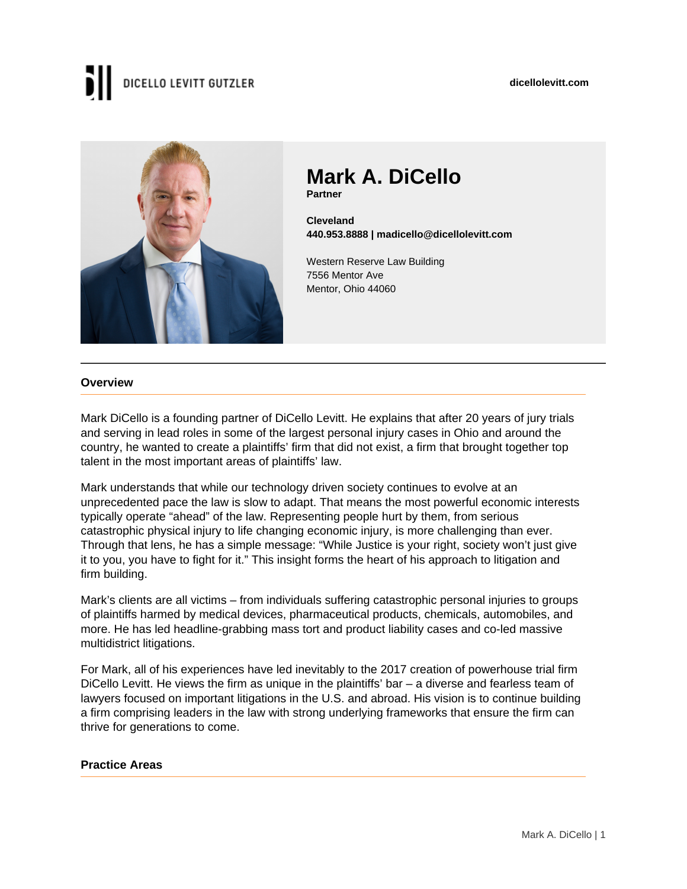DICELLO LEVITT GUTZLER

dicellolevitt.com

# Mark A. DiCello

**Partner**

**Cleveland**
**440.953.8888 | madicello@dicellolevitt.com**

Western Reserve Law Building
7556 Mentor Ave
Mentor, Ohio 44060

## Overview

Mark DiCello is a founding partner of DiCello Levitt. He explains that after 20 years of jury trials and serving in lead roles in some of the largest personal injury cases in Ohio and around the country, he wanted to create a plaintiffs' firm that did not exist, a firm that brought together top talent in the most important areas of plaintiffs' law.

Mark understands that while our technology driven society continues to evolve at an unprecedented pace the law is slow to adapt. That means the most powerful economic interests typically operate "ahead" of the law. Representing people hurt by them, from serious catastrophic physical injury to life changing economic injury, is more challenging than ever. Through that lens, he has a simple message: "While Justice is your right, society won't just give it to you, you have to fight for it." This insight forms the heart of his approach to litigation and firm building.

Mark's clients are all victims – from individuals suffering catastrophic personal injuries to groups of plaintiffs harmed by medical devices, pharmaceutical products, chemicals, automobiles, and more. He has led headline-grabbing mass tort and product liability cases and co-led massive multidistrict litigations.

For Mark, all of his experiences have led inevitably to the 2017 creation of powerhouse trial firm DiCello Levitt. He views the firm as unique in the plaintiffs' bar – a diverse and fearless team of lawyers focused on important litigations in the U.S. and abroad. His vision is to continue building a firm comprising leaders in the law with strong underlying frameworks that ensure the firm can thrive for generations to come.

## Practice Areas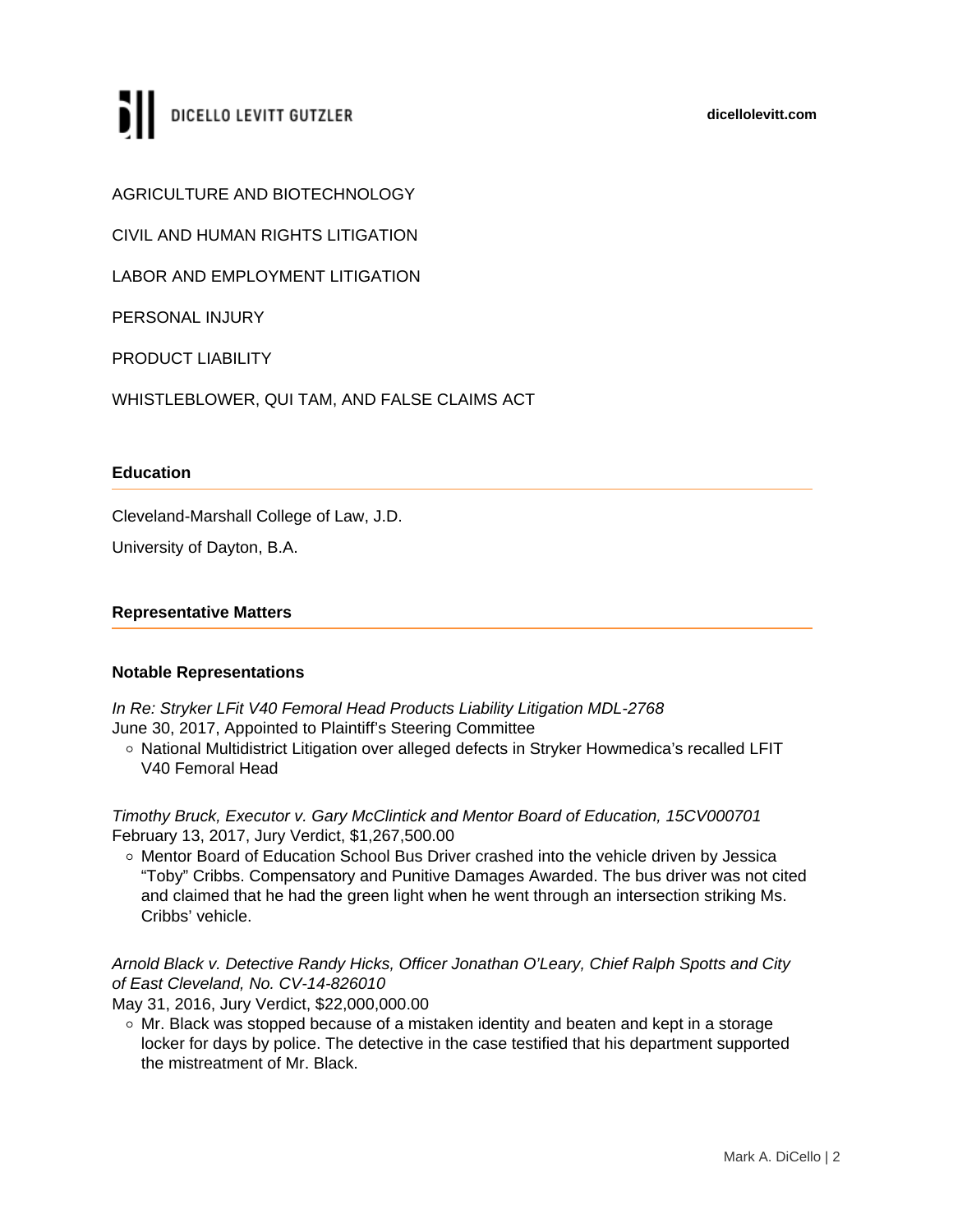AGRICULTURE AND BIOTECHNOLOGY

CIVIL AND HUMAN RIGHTS LITIGATION

LABOR AND EMPLOYMENT LITIGATION

PERSONAL INJURY

PRODUCT LIABILITY

WHISTLEBLOWER, QUI TAM, AND FALSE CLAIMS ACT

## Education

Cleveland-Marshall College of Law, J.D.

University of Dayton, B.A.

## Representative Matters

### Notable Representations

*In Re: Stryker LFit V40 Femoral Head Products Liability Litigation MDL-2768*
June 30, 2017, Appointed to Plaintiff's Steering Committee

- National Multidistrict Litigation over alleged defects in Stryker Howmedica's recalled LFIT V40 Femoral Head

*Timothy Bruck, Executor v. Gary McClintick and Mentor Board of Education, 15CV000701*
February 13, 2017, Jury Verdict, $1,267,500.00

- Mentor Board of Education School Bus Driver crashed into the vehicle driven by Jessica "Toby" Cribbs. Compensatory and Punitive Damages Awarded. The bus driver was not cited and claimed that he had the green light when he went through an intersection striking Ms. Cribbs' vehicle.

*Arnold Black v. Detective Randy Hicks, Officer Jonathan O'Leary, Chief Ralph Spotts and City of East Cleveland, No. CV-14-826010*
May 31, 2016, Jury Verdict, $22,000,000.00

- Mr. Black was stopped because of a mistaken identity and beaten and kept in a storage locker for days by police. The detective in the case testified that his department supported the mistreatment of Mr. Black.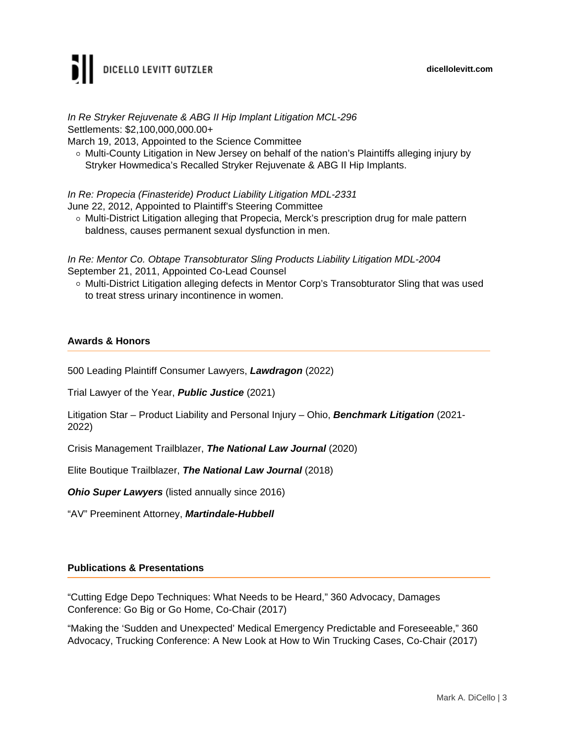*In Re Stryker Rejuvenate & ABG II Hip Implant Litigation MCL-296*
Settlements: $2,100,000,000.00+
March 19, 2013, Appointed to the Science Committee

- Multi-County Litigation in New Jersey on behalf of the nation's Plaintiffs alleging injury by Stryker Howmedica's Recalled Stryker Rejuvenate & ABG II Hip Implants.

*In Re: Propecia (Finasteride) Product Liability Litigation MDL-2331*
June 22, 2012, Appointed to Plaintiff's Steering Committee

- Multi-District Litigation alleging that Propecia, Merck's prescription drug for male pattern baldness, causes permanent sexual dysfunction in men.

*In Re: Mentor Co. Obtape Transobturator Sling Products Liability Litigation MDL-2004*
September 21, 2011, Appointed Co-Lead Counsel

- Multi-District Litigation alleging defects in Mentor Corp's Transobturator Sling that was used to treat stress urinary incontinence in women.

## Awards & Honors

500 Leading Plaintiff Consumer Lawyers, ***Lawdragon*** (2022)

Trial Lawyer of the Year, ***Public Justice*** (2021)

Litigation Star – Product Liability and Personal Injury – Ohio, ***Benchmark Litigation*** (2021-2022)

Crisis Management Trailblazer, ***The National Law Journal*** (2020)

Elite Boutique Trailblazer, ***The National Law Journal*** (2018)

***Ohio Super Lawyers*** (listed annually since 2016)

"AV" Preeminent Attorney, ***Martindale-Hubbell***

## Publications & Presentations

"Cutting Edge Depo Techniques: What Needs to be Heard," 360 Advocacy, Damages Conference: Go Big or Go Home, Co-Chair (2017)

"Making the 'Sudden and Unexpected' Medical Emergency Predictable and Foreseeable," 360 Advocacy, Trucking Conference: A New Look at How to Win Trucking Cases, Co-Chair (2017)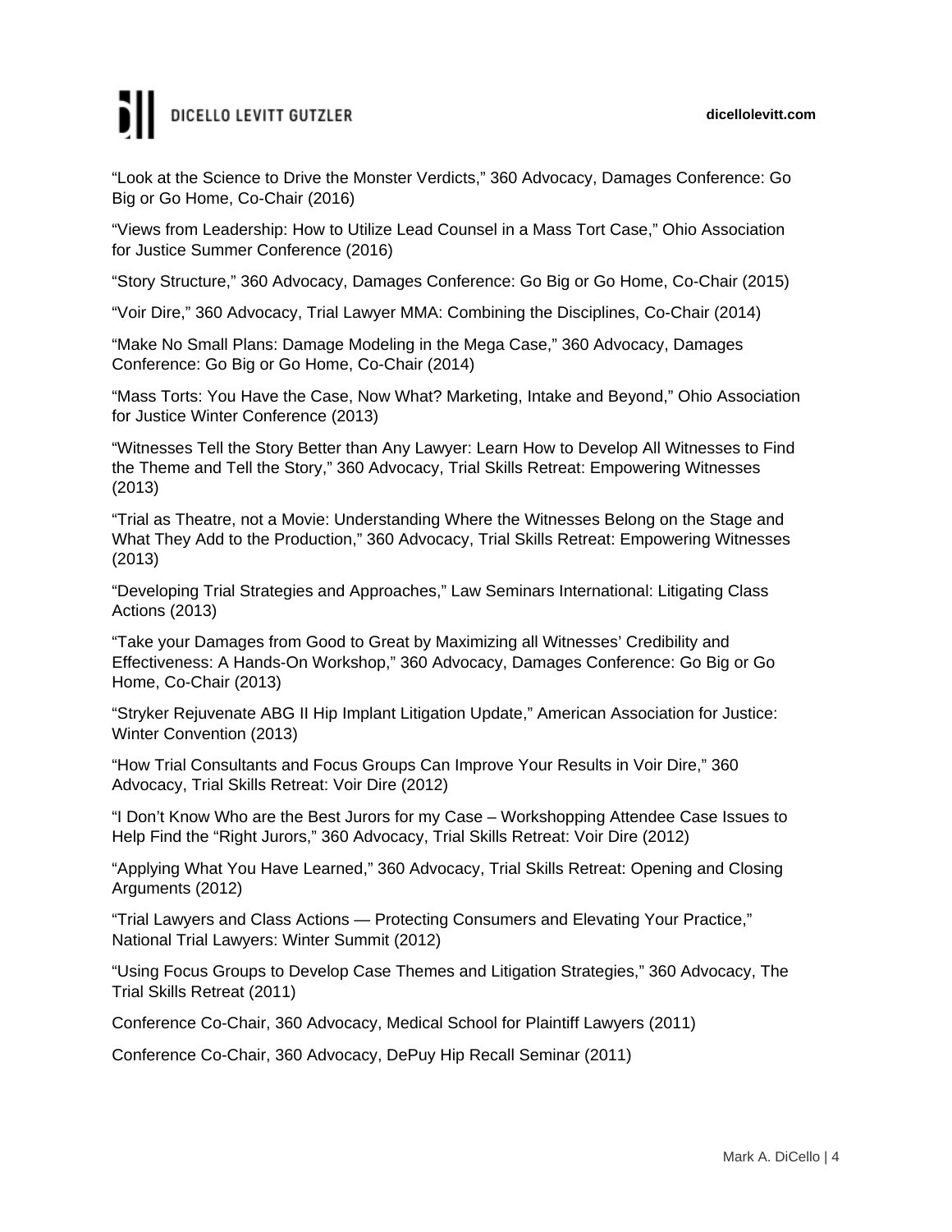"Look at the Science to Drive the Monster Verdicts," 360 Advocacy, Damages Conference: Go Big or Go Home, Co-Chair (2016)

"Views from Leadership: How to Utilize Lead Counsel in a Mass Tort Case," Ohio Association for Justice Summer Conference (2016)

"Story Structure," 360 Advocacy, Damages Conference: Go Big or Go Home, Co-Chair (2015)

"Voir Dire," 360 Advocacy, Trial Lawyer MMA: Combining the Disciplines, Co-Chair (2014)

"Make No Small Plans: Damage Modeling in the Mega Case," 360 Advocacy, Damages Conference: Go Big or Go Home, Co-Chair (2014)

"Mass Torts: You Have the Case, Now What? Marketing, Intake and Beyond," Ohio Association for Justice Winter Conference (2013)

"Witnesses Tell the Story Better than Any Lawyer: Learn How to Develop All Witnesses to Find the Theme and Tell the Story," 360 Advocacy, Trial Skills Retreat: Empowering Witnesses (2013)

"Trial as Theatre, not a Movie: Understanding Where the Witnesses Belong on the Stage and What They Add to the Production," 360 Advocacy, Trial Skills Retreat: Empowering Witnesses (2013)

"Developing Trial Strategies and Approaches," Law Seminars International: Litigating Class Actions (2013)

"Take your Damages from Good to Great by Maximizing all Witnesses' Credibility and Effectiveness: A Hands-On Workshop," 360 Advocacy, Damages Conference: Go Big or Go Home, Co-Chair (2013)

"Stryker Rejuvenate ABG II Hip Implant Litigation Update," American Association for Justice: Winter Convention (2013)

"How Trial Consultants and Focus Groups Can Improve Your Results in Voir Dire," 360 Advocacy, Trial Skills Retreat: Voir Dire (2012)

"I Don't Know Who are the Best Jurors for my Case – Workshopping Attendee Case Issues to Help Find the "Right Jurors," 360 Advocacy, Trial Skills Retreat: Voir Dire (2012)

"Applying What You Have Learned," 360 Advocacy, Trial Skills Retreat: Opening and Closing Arguments (2012)

"Trial Lawyers and Class Actions — Protecting Consumers and Elevating Your Practice," National Trial Lawyers: Winter Summit (2012)

"Using Focus Groups to Develop Case Themes and Litigation Strategies," 360 Advocacy, The Trial Skills Retreat (2011)

Conference Co-Chair, 360 Advocacy, Medical School for Plaintiff Lawyers (2011)

Conference Co-Chair, 360 Advocacy, DePuy Hip Recall Seminar (2011)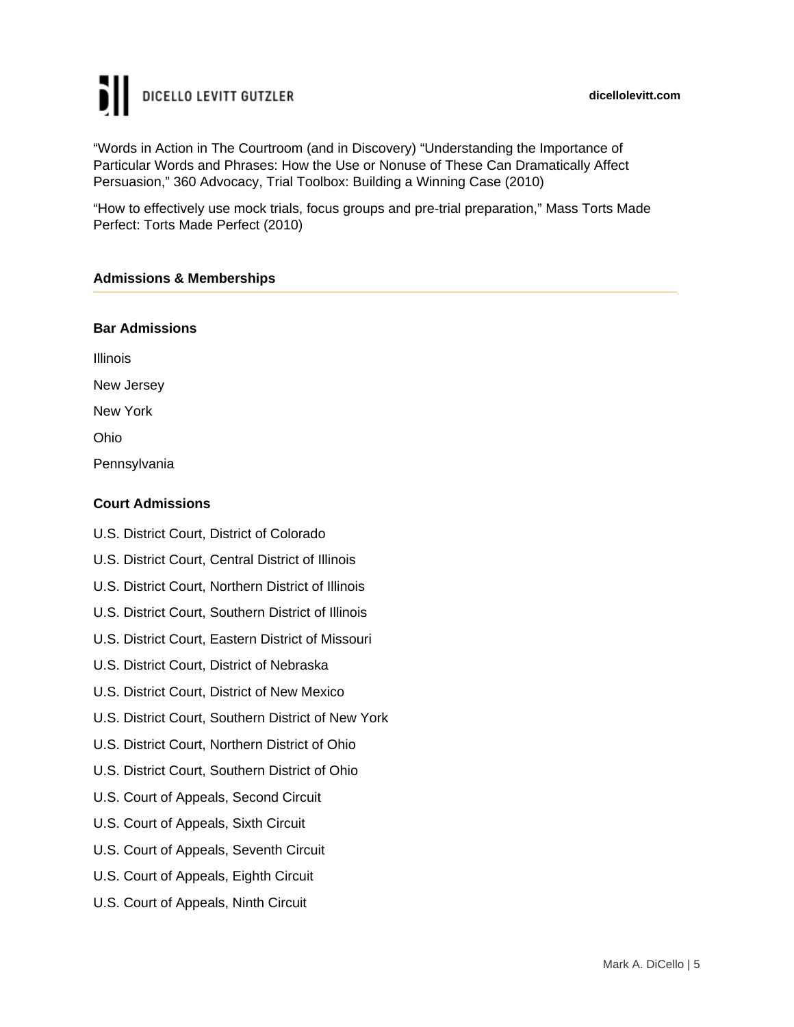"Words in Action in The Courtroom (and in Discovery) "Understanding the Importance of Particular Words and Phrases: How the Use or Nonuse of These Can Dramatically Affect Persuasion," 360 Advocacy, Trial Toolbox: Building a Winning Case (2010)

"How to effectively use mock trials, focus groups and pre-trial preparation," Mass Torts Made Perfect: Torts Made Perfect (2010)

## Admissions & Memberships

### Bar Admissions

Illinois

New Jersey

New York

Ohio

Pennsylvania

### Court Admissions

U.S. District Court, District of Colorado

U.S. District Court, Central District of Illinois

U.S. District Court, Northern District of Illinois

U.S. District Court, Southern District of Illinois

U.S. District Court, Eastern District of Missouri

U.S. District Court, District of Nebraska

U.S. District Court, District of New Mexico

U.S. District Court, Southern District of New York

U.S. District Court, Northern District of Ohio

U.S. District Court, Southern District of Ohio

U.S. Court of Appeals, Second Circuit

U.S. Court of Appeals, Sixth Circuit

U.S. Court of Appeals, Seventh Circuit

U.S. Court of Appeals, Eighth Circuit

U.S. Court of Appeals, Ninth Circuit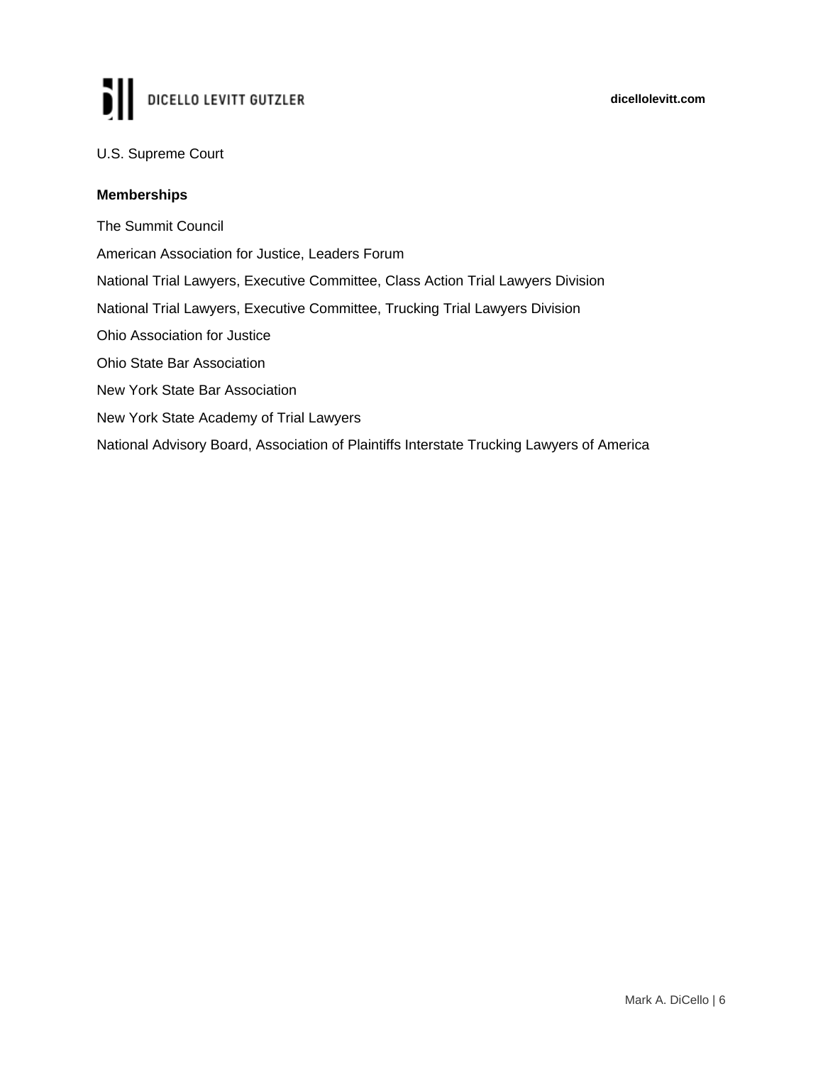U.S. Supreme Court

**Memberships**

The Summit Council

American Association for Justice, Leaders Forum

National Trial Lawyers, Executive Committee, Class Action Trial Lawyers Division

National Trial Lawyers, Executive Committee, Trucking Trial Lawyers Division

Ohio Association for Justice

Ohio State Bar Association

New York State Bar Association

New York State Academy of Trial Lawyers

National Advisory Board, Association of Plaintiffs Interstate Trucking Lawyers of America